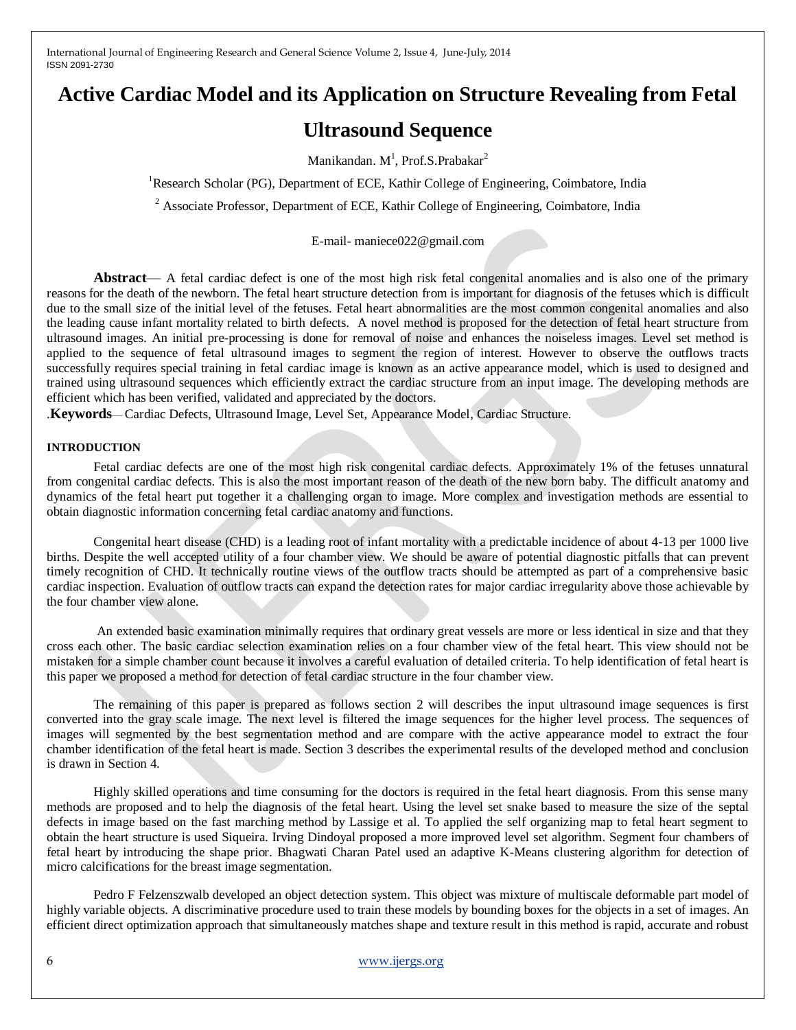# Active Cardiac Model and its Application on Structure Revealing from Fetal Ultrasound Sequence

Manikandan. M[1], Prof.S.Prabakar[2]

[1]Research Scholar (PG), Department of ECE, Kathir College of Engineering, Coimbatore, India

[2] Associate Professor, Department of ECE, Kathir College of Engineering, Coimbatore, India

E-mail- maniece022@gmail.com

**Abstract**— A fetal cardiac defect is one of the most high risk fetal congenital anomalies and is also one of the primary reasons for the death of the newborn. The fetal heart structure detection from is important for diagnosis of the fetuses which is difficult due to the small size of the initial level of the fetuses. Fetal heart abnormalities are the most common congenital anomalies and also the leading cause infant mortality related to birth defects. A novel method is proposed for the detection of fetal heart structure from ultrasound images. An initial pre-processing is done for removal of noise and enhances the noiseless images. Level set method is applied to the sequence of fetal ultrasound images to segment the region of interest. However to observe the outflows tracts successfully requires special training in fetal cardiac image is known as an active appearance model, which is used to designed and trained using ultrasound sequences which efficiently extract the cardiac structure from an input image. The developing methods are efficient which has been verified, validated and appreciated by the doctors.

.**Keywords**— Cardiac Defects, Ultrasound Image, Level Set, Appearance Model, Cardiac Structure.

## INTRODUCTION

Fetal cardiac defects are one of the most high risk congenital cardiac defects. Approximately 1% of the fetuses unnatural from congenital cardiac defects. This is also the most important reason of the death of the new born baby. The difficult anatomy and dynamics of the fetal heart put together it a challenging organ to image. More complex and investigation methods are essential to obtain diagnostic information concerning fetal cardiac anatomy and functions.

Congenital heart disease (CHD) is a leading root of infant mortality with a predictable incidence of about 4-13 per 1000 live births. Despite the well accepted utility of a four chamber view. We should be aware of potential diagnostic pitfalls that can prevent timely recognition of CHD. It technically routine views of the outflow tracts should be attempted as part of a comprehensive basic cardiac inspection. Evaluation of outflow tracts can expand the detection rates for major cardiac irregularity above those achievable by the four chamber view alone.

An extended basic examination minimally requires that ordinary great vessels are more or less identical in size and that they cross each other. The basic cardiac selection examination relies on a four chamber view of the fetal heart. This view should not be mistaken for a simple chamber count because it involves a careful evaluation of detailed criteria. To help identification of fetal heart is this paper we proposed a method for detection of fetal cardiac structure in the four chamber view.

The remaining of this paper is prepared as follows section 2 will describes the input ultrasound image sequences is first converted into the gray scale image. The next level is filtered the image sequences for the higher level process. The sequences of images will segmented by the best segmentation method and are compare with the active appearance model to extract the four chamber identification of the fetal heart is made. Section 3 describes the experimental results of the developed method and conclusion is drawn in Section 4.

Highly skilled operations and time consuming for the doctors is required in the fetal heart diagnosis. From this sense many methods are proposed and to help the diagnosis of the fetal heart. Using the level set snake based to measure the size of the septal defects in image based on the fast marching method by Lassige et al. To applied the self organizing map to fetal heart segment to obtain the heart structure is used Siqueira. Irving Dindoyal proposed a more improved level set algorithm. Segment four chambers of fetal heart by introducing the shape prior. Bhagwati Charan Patel used an adaptive K-Means clustering algorithm for detection of micro calcifications for the breast image segmentation.

Pedro F Felzenszwalb developed an object detection system. This object was mixture of multiscale deformable part model of highly variable objects. A discriminative procedure used to train these models by bounding boxes for the objects in a set of images. An efficient direct optimization approach that simultaneously matches shape and texture result in this method is rapid, accurate and robust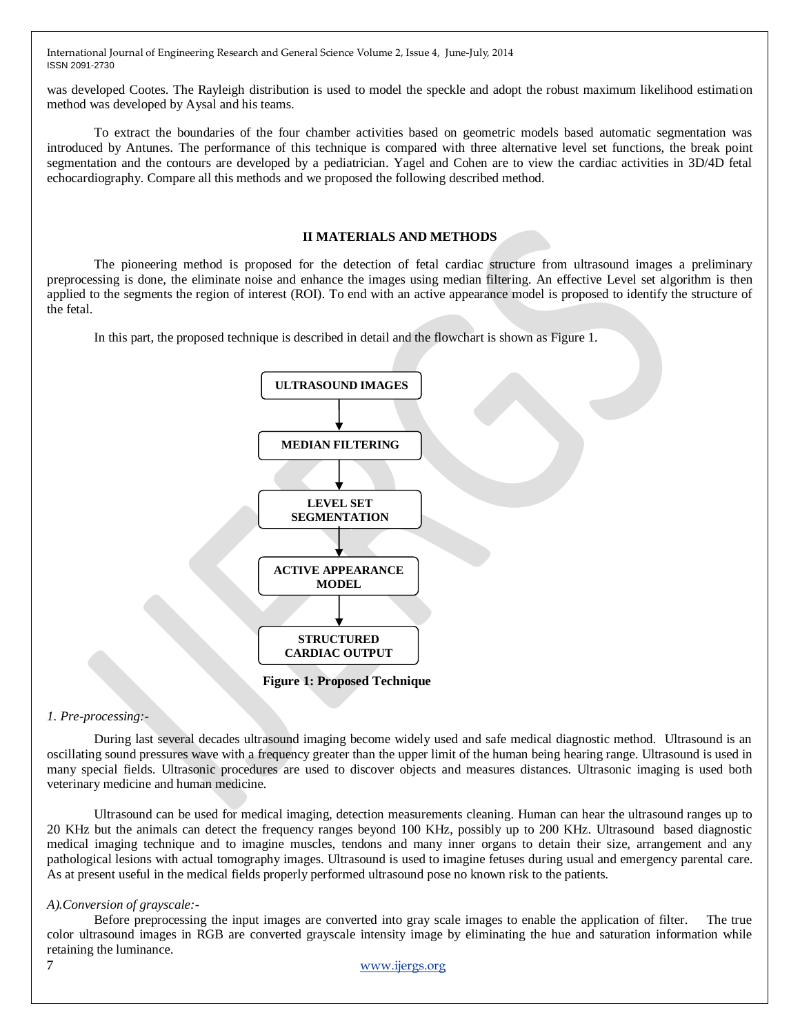was developed Cootes. The Rayleigh distribution is used to model the speckle and adopt the robust maximum likelihood estimation method was developed by Aysal and his teams.

To extract the boundaries of the four chamber activities based on geometric models based automatic segmentation was introduced by Antunes. The performance of this technique is compared with three alternative level set functions, the break point segmentation and the contours are developed by a pediatrician. Yagel and Cohen are to view the cardiac activities in 3D/4D fetal echocardiography. Compare all this methods and we proposed the following described method.

## II MATERIALS AND METHODS

The pioneering method is proposed for the detection of fetal cardiac structure from ultrasound images a preliminary preprocessing is done, the eliminate noise and enhance the images using median filtering. An effective Level set algorithm is then applied to the segments the region of interest (ROI). To end with an active appearance model is proposed to identify the structure of the fetal.

In this part, the proposed technique is described in detail and the flowchart is shown as Figure 1.

ULTRASOUND IMAGES → MEDIAN FILTERING → LEVEL SET SEGMENTATION → ACTIVE APPEARANCE MODEL → STRUCTURED CARDIAC OUTPUT

**Figure 1: Proposed Technique**

### *1. Pre-processing:-*

During last several decades ultrasound imaging become widely used and safe medical diagnostic method. Ultrasound is an oscillating sound pressures wave with a frequency greater than the upper limit of the human being hearing range. Ultrasound is used in many special fields. Ultrasonic procedures are used to discover objects and measures distances. Ultrasonic imaging is used both veterinary medicine and human medicine.

Ultrasound can be used for medical imaging, detection measurements cleaning. Human can hear the ultrasound ranges up to 20 KHz but the animals can detect the frequency ranges beyond 100 KHz, possibly up to 200 KHz. Ultrasound based diagnostic medical imaging technique and to imagine muscles, tendons and many inner organs to detain their size, arrangement and any pathological lesions with actual tomography images. Ultrasound is used to imagine fetuses during usual and emergency parental care. As at present useful in the medical fields properly performed ultrasound pose no known risk to the patients.

#### *A).Conversion of grayscale:-*

Before preprocessing the input images are converted into gray scale images to enable the application of filter. The true color ultrasound images in RGB are converted grayscale intensity image by eliminating the hue and saturation information while retaining the luminance.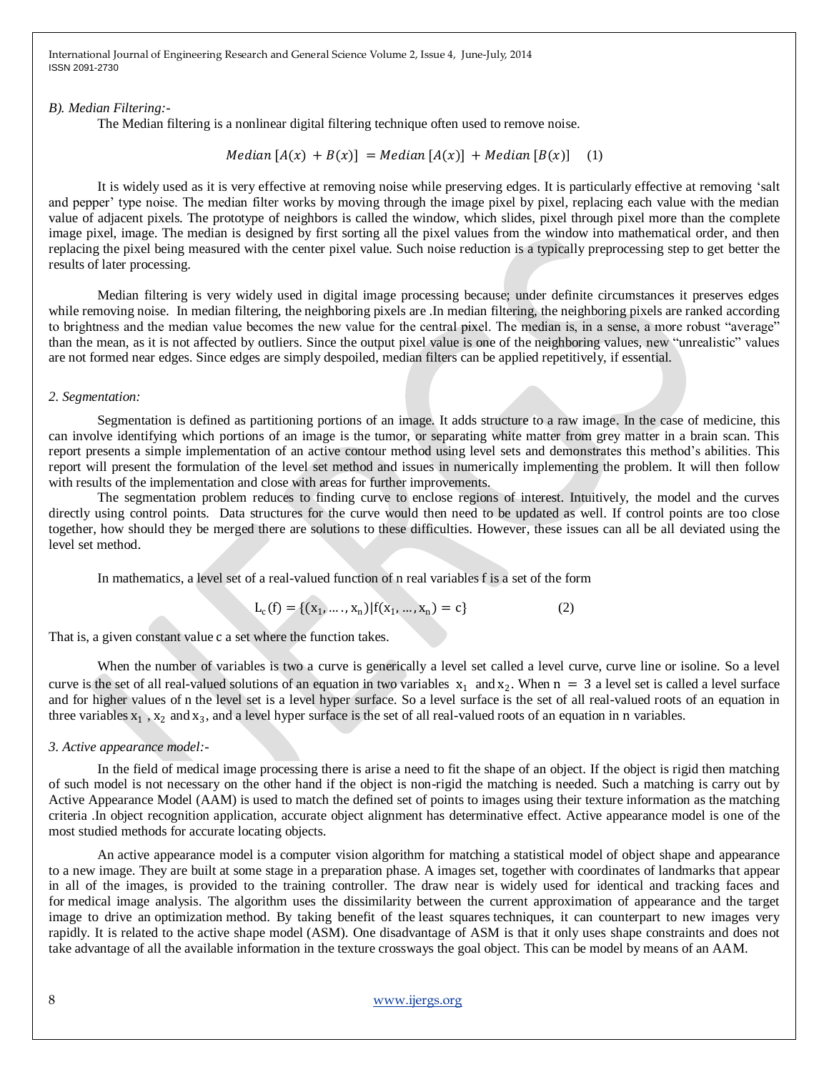*B). Median Filtering:-*

The Median filtering is a nonlinear digital filtering technique often used to remove noise.

$$Median\,[A(x) + B(x)] = Median\,[A(x)] + Median\,[B(x)] \quad (1)$$

It is widely used as it is very effective at removing noise while preserving edges. It is particularly effective at removing 'salt and pepper' type noise. The median filter works by moving through the image pixel by pixel, replacing each value with the median value of adjacent pixels. The prototype of neighbors is called the window, which slides, pixel through pixel more than the complete image pixel, image. The median is designed by first sorting all the pixel values from the window into mathematical order, and then replacing the pixel being measured with the center pixel value. Such noise reduction is a typically preprocessing step to get better the results of later processing.

Median filtering is very widely used in digital image processing because; under definite circumstances it preserves edges while removing noise. In median filtering, the neighboring pixels are .In median filtering, the neighboring pixels are ranked according to brightness and the median value becomes the new value for the central pixel. The median is, in a sense, a more robust "average" than the mean, as it is not affected by outliers. Since the output pixel value is one of the neighboring values, new "unrealistic" values are not formed near edges. Since edges are simply despoiled, median filters can be applied repetitively, if essential.

*2. Segmentation:*

Segmentation is defined as partitioning portions of an image. It adds structure to a raw image. In the case of medicine, this can involve identifying which portions of an image is the tumor, or separating white matter from grey matter in a brain scan. This report presents a simple implementation of an active contour method using level sets and demonstrates this method's abilities. This report will present the formulation of the level set method and issues in numerically implementing the problem. It will then follow with results of the implementation and close with areas for further improvements.

The segmentation problem reduces to finding curve to enclose regions of interest. Intuitively, the model and the curves directly using control points. Data structures for the curve would then need to be updated as well. If control points are too close together, how should they be merged there are solutions to these difficulties. However, these issues can all be all deviated using the level set method.

In mathematics, a level set of a real-valued function of n real variables f is a set of the form

$$L_c(f) = \{(x_1, \ldots, x_n) | f(x_1, \ldots, x_n) = c\} \quad (2)$$

That is, a given constant value c a set where the function takes.

When the number of variables is two a curve is generically a level set called a level curve, curve line or isoline. So a level curve is the set of all real-valued solutions of an equation in two variables $x_1$ and $x_2$. When $n = 3$ a level set is called a level surface and for higher values of n the level set is a level hyper surface. So a level surface is the set of all real-valued roots of an equation in three variables $x_1$ , $x_2$ and $x_3$, and a level hyper surface is the set of all real-valued roots of an equation in n variables.

*3. Active appearance model:-*

In the field of medical image processing there is arise a need to fit the shape of an object. If the object is rigid then matching of such model is not necessary on the other hand if the object is non-rigid the matching is needed. Such a matching is carry out by Active Appearance Model (AAM) is used to match the defined set of points to images using their texture information as the matching criteria .In object recognition application, accurate object alignment has determinative effect. Active appearance model is one of the most studied methods for accurate locating objects.

An active appearance model is a computer vision algorithm for matching a statistical model of object shape and appearance to a new image. They are built at some stage in a preparation phase. A images set, together with coordinates of landmarks that appear in all of the images, is provided to the training controller. The draw near is widely used for identical and tracking faces and for medical image analysis. The algorithm uses the dissimilarity between the current approximation of appearance and the target image to drive an optimization method. By taking benefit of the least squares techniques, it can counterpart to new images very rapidly. It is related to the active shape model (ASM). One disadvantage of ASM is that it only uses shape constraints and does not take advantage of all the available information in the texture crossways the goal object. This can be model by means of an AAM.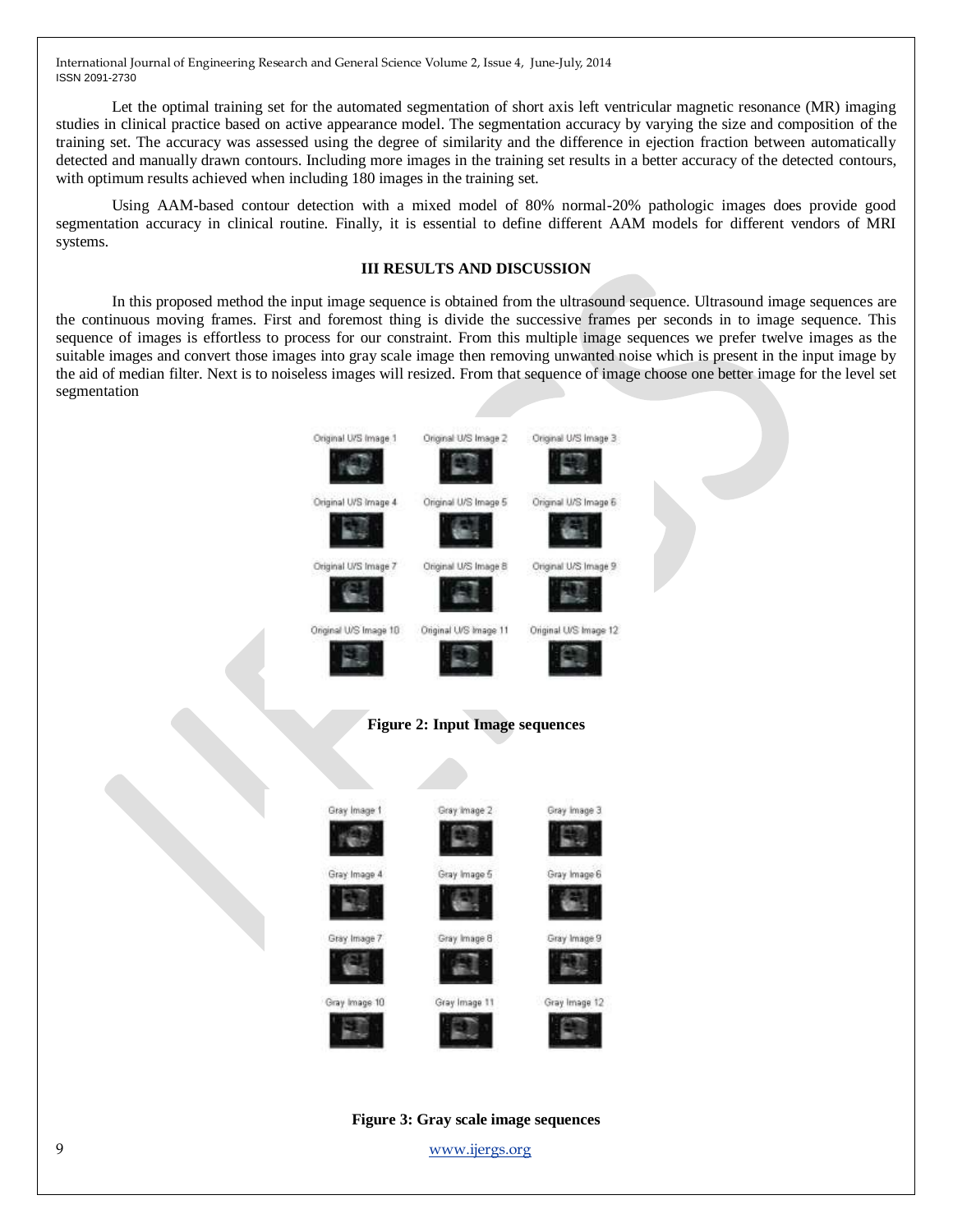Let the optimal training set for the automated segmentation of short axis left ventricular magnetic resonance (MR) imaging studies in clinical practice based on active appearance model. The segmentation accuracy by varying the size and composition of the training set. The accuracy was assessed using the degree of similarity and the difference in ejection fraction between automatically detected and manually drawn contours. Including more images in the training set results in a better accuracy of the detected contours, with optimum results achieved when including 180 images in the training set.

Using AAM-based contour detection with a mixed model of 80% normal-20% pathologic images does provide good segmentation accuracy in clinical routine. Finally, it is essential to define different AAM models for different vendors of MRI systems.

## III RESULTS AND DISCUSSION

In this proposed method the input image sequence is obtained from the ultrasound sequence. Ultrasound image sequences are the continuous moving frames. First and foremost thing is divide the successive frames per seconds in to image sequence. This sequence of images is effortless to process for our constraint. From this multiple image sequences we prefer twelve images as the suitable images and convert those images into gray scale image then removing unwanted noise which is present in the input image by the aid of median filter. Next is to noiseless images will resized. From that sequence of image choose one better image for the level set segmentation

Original U/S Image 1 Original U/S Image 2 Original U/S Image 3

Original U/S Image 4 Original U/S Image 5 Original U/S Image 6

Original U/S Image 7 Original U/S Image 8 Original U/S Image 9

Original U/S Image 10 Original U/S Image 11 Original U/S Image 12

**Figure 2: Input Image sequences**

Gray Image 1 Gray Image 2 Gray Image 3

Gray Image 4 Gray Image 5 Gray Image 6

Gray Image 7 Gray Image 8 Gray Image 9

Gray Image 10 Gray Image 11 Gray Image 12

**Figure 3: Gray scale image sequences**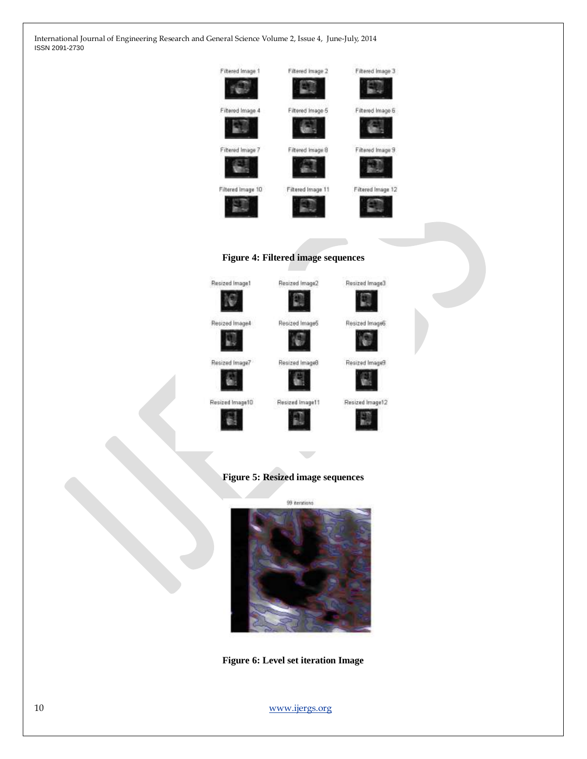Figure 4: Filtered image sequences

Figure 5: Resized image sequences

Figure 6: Level set iteration Image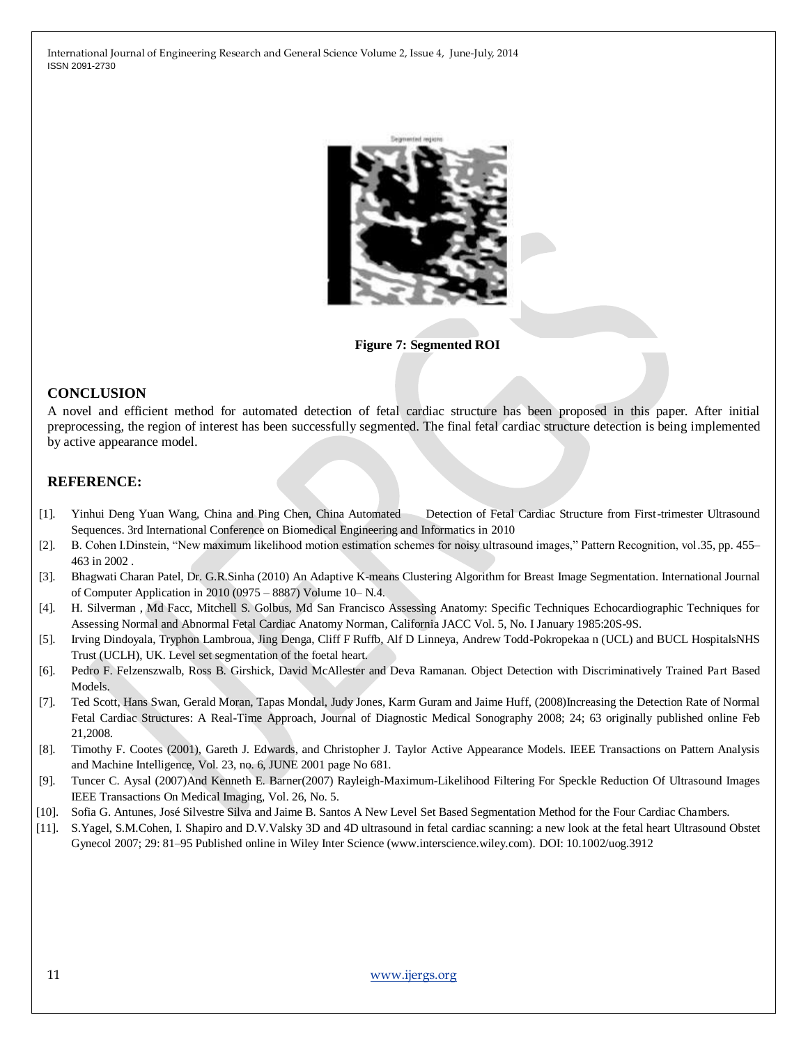Figure 7: Segmented ROI

## CONCLUSION

A novel and efficient method for automated detection of fetal cardiac structure has been proposed in this paper. After initial preprocessing, the region of interest has been successfully segmented. The final fetal cardiac structure detection is being implemented by active appearance model.

## REFERENCE:

[1]. Yinhui Deng Yuan Wang, China and Ping Chen, China Automated Detection of Fetal Cardiac Structure from First-trimester Ultrasound Sequences. 3rd International Conference on Biomedical Engineering and Informatics in 2010

[2]. B. Cohen I.Dinstein, "New maximum likelihood motion estimation schemes for noisy ultrasound images," Pattern Recognition, vol.35, pp. 455–463 in 2002 .

[3]. Bhagwati Charan Patel, Dr. G.R.Sinha (2010) An Adaptive K-means Clustering Algorithm for Breast Image Segmentation. International Journal of Computer Application in 2010 (0975 – 8887) Volume 10– N.4.

[4]. H. Silverman , Md Facc, Mitchell S. Golbus, Md San Francisco Assessing Anatomy: Specific Techniques Echocardiographic Techniques for Assessing Normal and Abnormal Fetal Cardiac Anatomy Norman, California JACC Vol. 5, No. I January 1985:20S-9S.

[5]. Irving Dindoyala, Tryphon Lambroua, Jing Denga, Cliff F Ruffb, Alf D Linneya, Andrew Todd-Pokropekaa n (UCL) and BUCL HospitalsNHS Trust (UCLH), UK. Level set segmentation of the foetal heart.

[6]. Pedro F. Felzenszwalb, Ross B. Girshick, David McAllester and Deva Ramanan. Object Detection with Discriminatively Trained Part Based Models.

[7]. Ted Scott, Hans Swan, Gerald Moran, Tapas Mondal, Judy Jones, Karm Guram and Jaime Huff, (2008)Increasing the Detection Rate of Normal Fetal Cardiac Structures: A Real-Time Approach, Journal of Diagnostic Medical Sonography 2008; 24; 63 originally published online Feb 21,2008.

[8]. Timothy F. Cootes (2001), Gareth J. Edwards, and Christopher J. Taylor Active Appearance Models. IEEE Transactions on Pattern Analysis and Machine Intelligence, Vol. 23, no. 6, JUNE 2001 page No 681.

[9]. Tuncer C. Aysal (2007)And Kenneth E. Barner(2007) Rayleigh-Maximum-Likelihood Filtering For Speckle Reduction Of Ultrasound Images IEEE Transactions On Medical Imaging, Vol. 26, No. 5.

[10]. Sofia G. Antunes, José Silvestre Silva and Jaime B. Santos A New Level Set Based Segmentation Method for the Four Cardiac Chambers.

[11]. S.Yagel, S.M.Cohen, I. Shapiro and D.V.Valsky 3D and 4D ultrasound in fetal cardiac scanning: a new look at the fetal heart Ultrasound Obstet Gynecol 2007; 29: 81–95 Published online in Wiley Inter Science (www.interscience.wiley.com). DOI: 10.1002/uog.3912